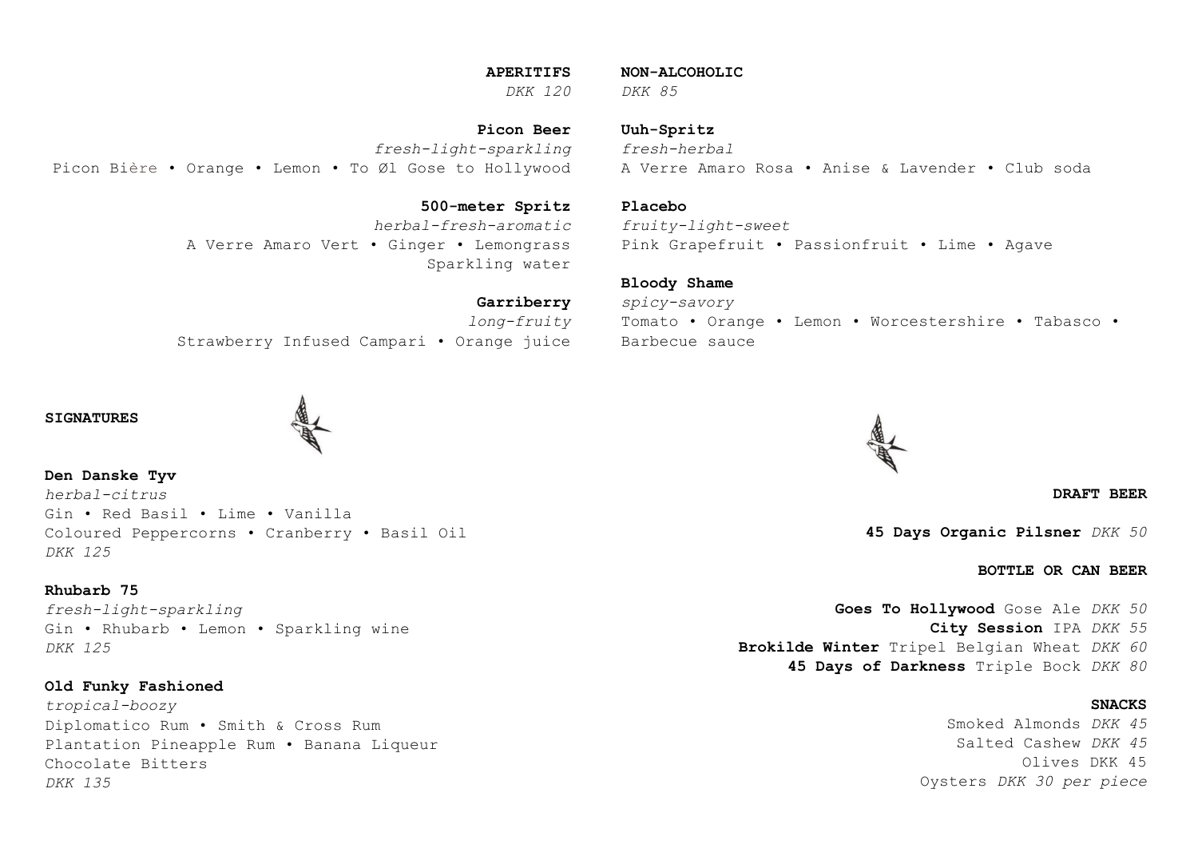## APERITIFS

*DKK 120*

**Picon Beer**
*fresh-light-sparkling*
Picon Bière • Orange • Lemon • To Øl Gose to Hollywood

**500-meter Spritz**
*herbal-fresh-aromatic*
A Verre Amaro Vert • Ginger • Lemongrass
Sparkling water

**Garriberry**
*long-fruity*
Strawberry Infused Campari • Orange juice

## NON-ALCOHOLIC

*DKK 85*

**Uuh-Spritz**
*fresh-herbal*
A Verre Amaro Rosa • Anise & Lavender • Club soda

**Placebo**
*fruity-light-sweet*
Pink Grapefruit • Passionfruit • Lime • Agave

**Bloody Shame**
*spicy-savory*
Tomato • Orange • Lemon • Worcestershire • Tabasco •
Barbecue sauce

## SIGNATURES

**Den Danske Tyv**
*herbal-citrus*
Gin • Red Basil • Lime • Vanilla
Coloured Peppercorns • Cranberry • Basil Oil
*DKK 125*

**Rhubarb 75**
*fresh-light-sparkling*
Gin • Rhubarb • Lemon • Sparkling wine
*DKK 125*

**Old Funky Fashioned**
*tropical-boozy*
Diplomatico Rum • Smith & Cross Rum
Plantation Pineapple Rum • Banana Liqueur
Chocolate Bitters
*DKK 135*

## DRAFT BEER

**45 Days Organic Pilsner** *DKK 50*

## BOTTLE OR CAN BEER

**Goes To Hollywood** Gose Ale *DKK 50*
**City Session** IPA *DKK 55*
**Brokilde Winter** Tripel Belgian Wheat *DKK 60*
**45 Days of Darkness** Triple Bock *DKK 80*

## SNACKS

Smoked Almonds *DKK 45*
Salted Cashew *DKK 45*
Olives DKK 45
Oysters *DKK 30 per piece*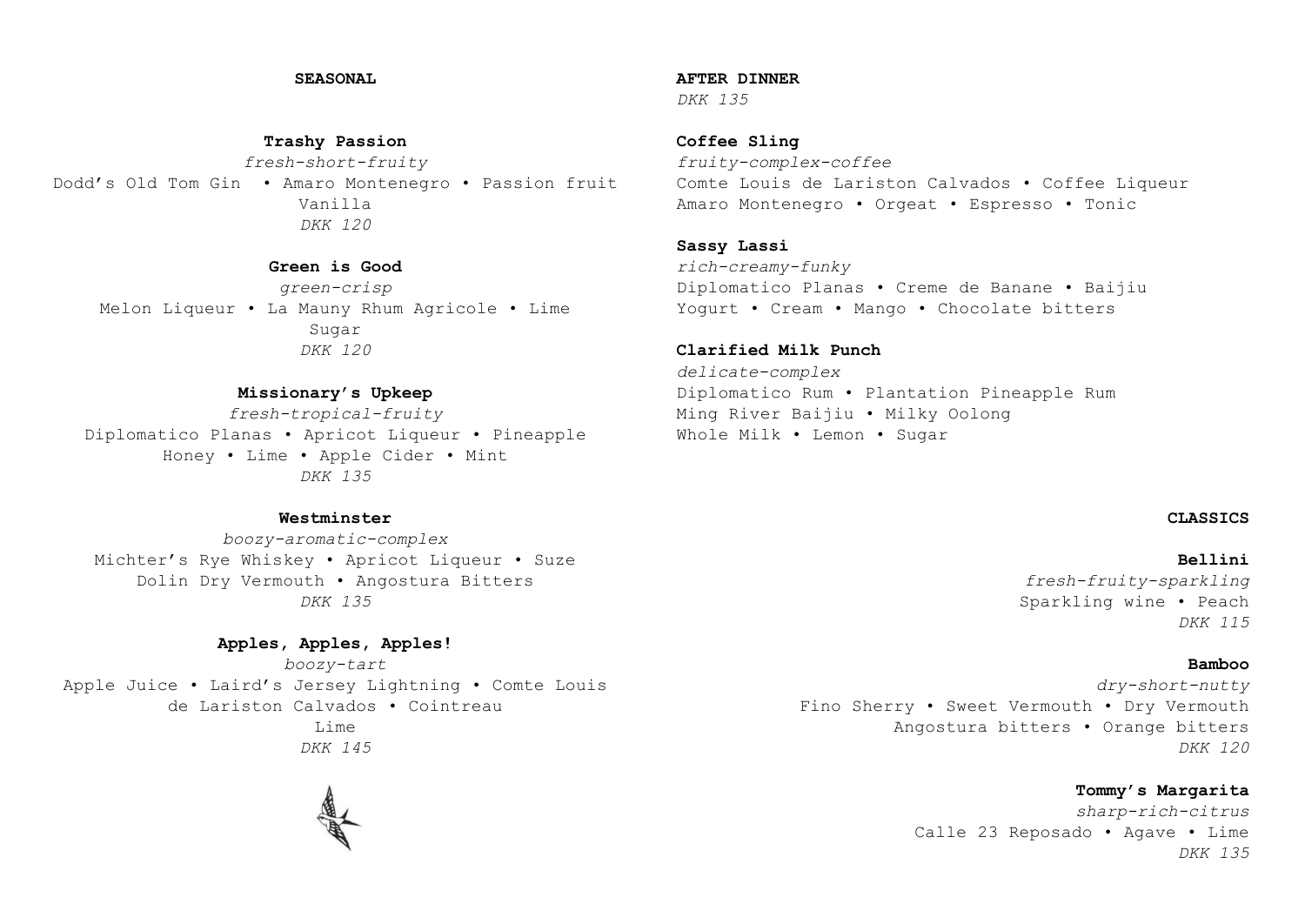## SEASONAL

### Trashy Passion

*fresh-short-fruity*

Dodd's Old Tom Gin • Amaro Montenegro • Passion fruit
Vanilla

*DKK 120*

### Green is Good

*green-crisp*

Melon Liqueur • La Mauny Rhum Agricole • Lime
Sugar

*DKK 120*

### Missionary's Upkeep

*fresh-tropical-fruity*

Diplomatico Planas • Apricot Liqueur • Pineapple
Honey • Lime • Apple Cider • Mint

*DKK 135*

### Westminster

*boozy-aromatic-complex*

Michter's Rye Whiskey • Apricot Liqueur • Suze
Dolin Dry Vermouth • Angostura Bitters

*DKK 135*

### Apples, Apples, Apples!

*boozy-tart*

Apple Juice • Laird's Jersey Lightning • Comte Louis de Lariston Calvados • Cointreau
Lime

*DKK 145*

## AFTER DINNER

*DKK 135*

### Coffee Sling

*fruity-complex-coffee*

Comte Louis de Lariston Calvados • Coffee Liqueur
Amaro Montenegro • Orgeat • Espresso • Tonic

### Sassy Lassi

*rich-creamy-funky*

Diplomatico Planas • Creme de Banane • Baijiu
Yogurt • Cream • Mango • Chocolate bitters

### Clarified Milk Punch

*delicate-complex*

Diplomatico Rum • Plantation Pineapple Rum
Ming River Baijiu • Milky Oolong
Whole Milk • Lemon • Sugar

## CLASSICS

### Bellini

*fresh-fruity-sparkling*

Sparkling wine • Peach

*DKK 115*

### Bamboo

*dry-short-nutty*

Fino Sherry • Sweet Vermouth • Dry Vermouth
Angostura bitters • Orange bitters

*DKK 120*

### Tommy's Margarita

*sharp-rich-citrus*

Calle 23 Reposado • Agave • Lime

*DKK 135*